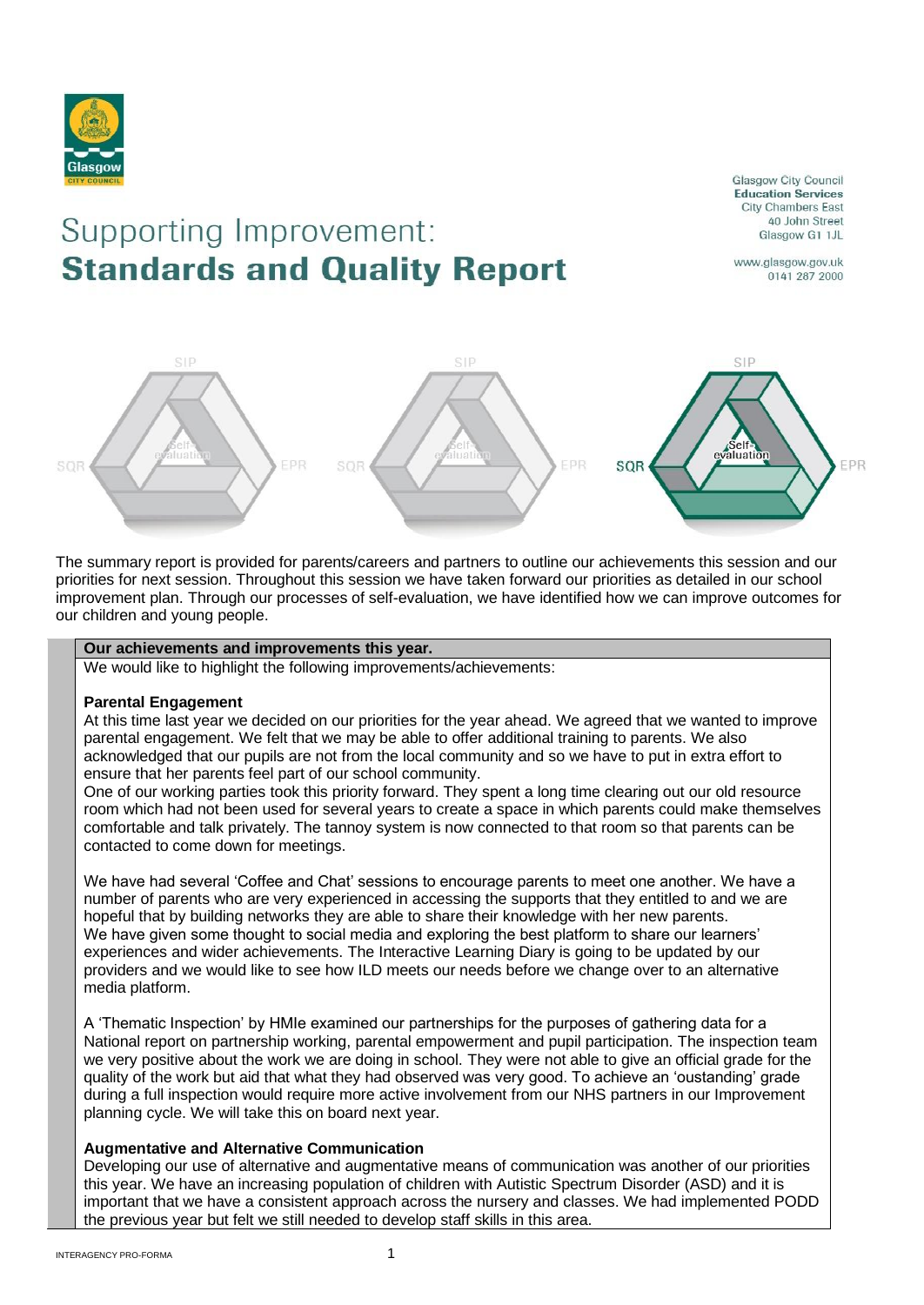Glasgow City Council
**Education Services**
City Chambers East
40 John Street
Glasgow G1 1JL

www.glasgow.gov.uk
0141 287 2000

# Supporting Improvement: **Standards and Quality Report**

SIP — Self-evaluation — SQR — EPR

The summary report is provided for parents/careers and partners to outline our achievements this session and our priorities for next session. Throughout this session we have taken forward our priorities as detailed in our school improvement plan. Through our processes of self-evaluation, we have identified how we can improve outcomes for our children and young people.

## Our achievements and improvements this year.

We would like to highlight the following improvements/achievements:

### Parental Engagement

At this time last year we decided on our priorities for the year ahead. We agreed that we wanted to improve parental engagement. We felt that we may be able to offer additional training to parents. We also acknowledged that our pupils are not from the local community and so we have to put in extra effort to ensure that her parents feel part of our school community.
One of our working parties took this priority forward. They spent a long time clearing out our old resource room which had not been used for several years to create a space in which parents could make themselves comfortable and talk privately. The tannoy system is now connected to that room so that parents can be contacted to come down for meetings.

We have had several 'Coffee and Chat' sessions to encourage parents to meet one another. We have a number of parents who are very experienced in accessing the supports that they entitled to and we are hopeful that by building networks they are able to share their knowledge with her new parents.
We have given some thought to social media and exploring the best platform to share our learners' experiences and wider achievements. The Interactive Learning Diary is going to be updated by our providers and we would like to see how ILD meets our needs before we change over to an alternative media platform.

A 'Thematic Inspection' by HMIe examined our partnerships for the purposes of gathering data for a National report on partnership working, parental empowerment and pupil participation. The inspection team we very positive about the work we are doing in school. They were not able to give an official grade for the quality of the work but aid that what they had observed was very good. To achieve an 'oustanding' grade during a full inspection would require more active involvement from our NHS partners in our Improvement planning cycle. We will take this on board next year.

### Augmentative and Alternative Communication

Developing our use of alternative and augmentative means of communication was another of our priorities this year. We have an increasing population of children with Autistic Spectrum Disorder (ASD) and it is important that we have a consistent approach across the nursery and classes. We had implemented PODD the previous year but felt we still needed to develop staff skills in this area.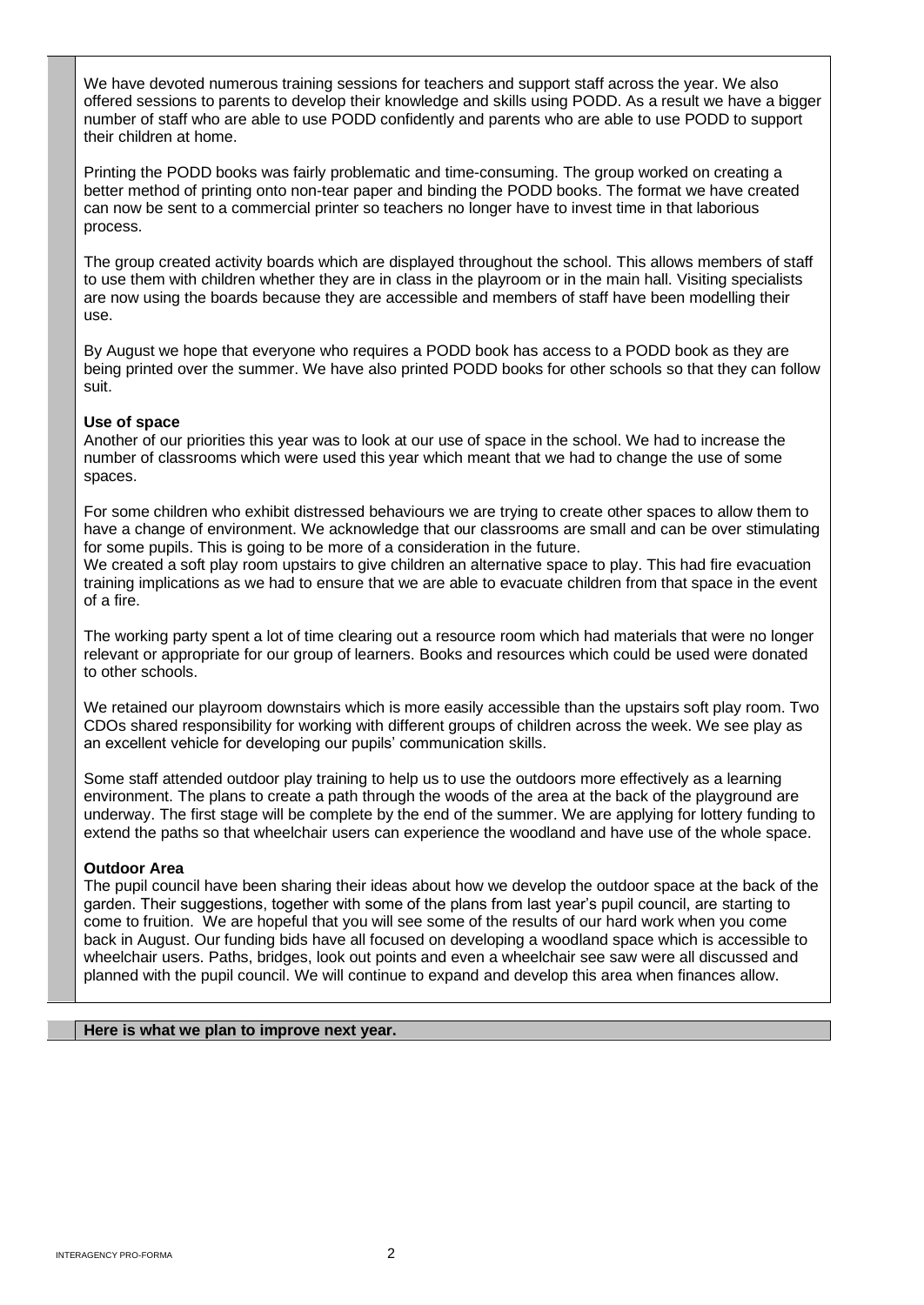We have devoted numerous training sessions for teachers and support staff across the year. We also offered sessions to parents to develop their knowledge and skills using PODD. As a result we have a bigger number of staff who are able to use PODD confidently and parents who are able to use PODD to support their children at home.

Printing the PODD books was fairly problematic and time-consuming. The group worked on creating a better method of printing onto non-tear paper and binding the PODD books. The format we have created can now be sent to a commercial printer so teachers no longer have to invest time in that laborious process.

The group created activity boards which are displayed throughout the school. This allows members of staff to use them with children whether they are in class in the playroom or in the main hall. Visiting specialists are now using the boards because they are accessible and members of staff have been modelling their use.

By August we hope that everyone who requires a PODD book has access to a PODD book as they are being printed over the summer. We have also printed PODD books for other schools so that they can follow suit.

**Use of space**
Another of our priorities this year was to look at our use of space in the school. We had to increase the number of classrooms which were used this year which meant that we had to change the use of some spaces.

For some children who exhibit distressed behaviours we are trying to create other spaces to allow them to have a change of environment. We acknowledge that our classrooms are small and can be over stimulating for some pupils. This is going to be more of a consideration in the future.
We created a soft play room upstairs to give children an alternative space to play. This had fire evacuation training implications as we had to ensure that we are able to evacuate children from that space in the event of a fire.

The working party spent a lot of time clearing out a resource room which had materials that were no longer relevant or appropriate for our group of learners. Books and resources which could be used were donated to other schools.

We retained our playroom downstairs which is more easily accessible than the upstairs soft play room. Two CDOs shared responsibility for working with different groups of children across the week. We see play as an excellent vehicle for developing our pupils' communication skills.

Some staff attended outdoor play training to help us to use the outdoors more effectively as a learning environment. The plans to create a path through the woods of the area at the back of the playground are underway. The first stage will be complete by the end of the summer. We are applying for lottery funding to extend the paths so that wheelchair users can experience the woodland and have use of the whole space.

**Outdoor Area**
The pupil council have been sharing their ideas about how we develop the outdoor space at the back of the garden. Their suggestions, together with some of the plans from last year's pupil council, are starting to come to fruition. We are hopeful that you will see some of the results of our hard work when you come back in August. Our funding bids have all focused on developing a woodland space which is accessible to wheelchair users. Paths, bridges, look out points and even a wheelchair see saw were all discussed and planned with the pupil council. We will continue to expand and develop this area when finances allow.

**Here is what we plan to improve next year.**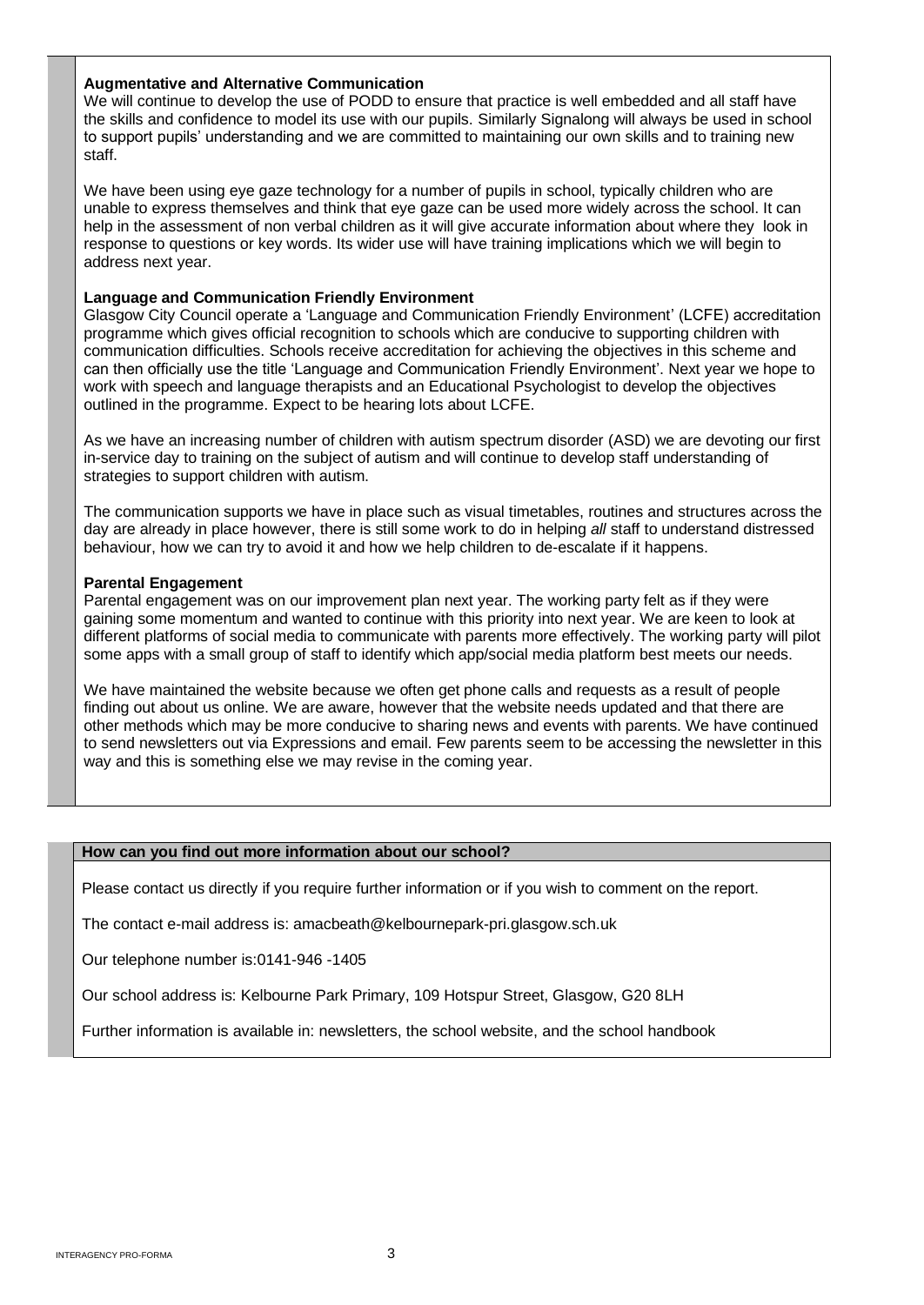**Augmentative and Alternative Communication**

We will continue to develop the use of PODD to ensure that practice is well embedded and all staff have the skills and confidence to model its use with our pupils. Similarly Signalong will always be used in school to support pupils' understanding and we are committed to maintaining our own skills and to training new staff.

We have been using eye gaze technology for a number of pupils in school, typically children who are unable to express themselves and think that eye gaze can be used more widely across the school. It can help in the assessment of non verbal children as it will give accurate information about where they look in response to questions or key words. Its wider use will have training implications which we will begin to address next year.

**Language and Communication Friendly Environment**

Glasgow City Council operate a 'Language and Communication Friendly Environment' (LCFE) accreditation programme which gives official recognition to schools which are conducive to supporting children with communication difficulties. Schools receive accreditation for achieving the objectives in this scheme and can then officially use the title 'Language and Communication Friendly Environment'. Next year we hope to work with speech and language therapists and an Educational Psychologist to develop the objectives outlined in the programme. Expect to be hearing lots about LCFE.

As we have an increasing number of children with autism spectrum disorder (ASD) we are devoting our first in-service day to training on the subject of autism and will continue to develop staff understanding of strategies to support children with autism.

The communication supports we have in place such as visual timetables, routines and structures across the day are already in place however, there is still some work to do in helping *all* staff to understand distressed behaviour, how we can try to avoid it and how we help children to de-escalate if it happens.

**Parental Engagement**

Parental engagement was on our improvement plan next year. The working party felt as if they were gaining some momentum and wanted to continue with this priority into next year. We are keen to look at different platforms of social media to communicate with parents more effectively. The working party will pilot some apps with a small group of staff to identify which app/social media platform best meets our needs.

We have maintained the website because we often get phone calls and requests as a result of people finding out about us online. We are aware, however that the website needs updated and that there are other methods which may be more conducive to sharing news and events with parents. We have continued to send newsletters out via Expressions and email. Few parents seem to be accessing the newsletter in this way and this is something else we may revise in the coming year.

**How can you find out more information about our school?**

Please contact us directly if you require further information or if you wish to comment on the report.

The contact e-mail address is: amacbeath@kelbournepark-pri.glasgow.sch.uk

Our telephone number is:0141-946 -1405

Our school address is: Kelbourne Park Primary, 109 Hotspur Street, Glasgow, G20 8LH

Further information is available in: newsletters, the school website, and the school handbook